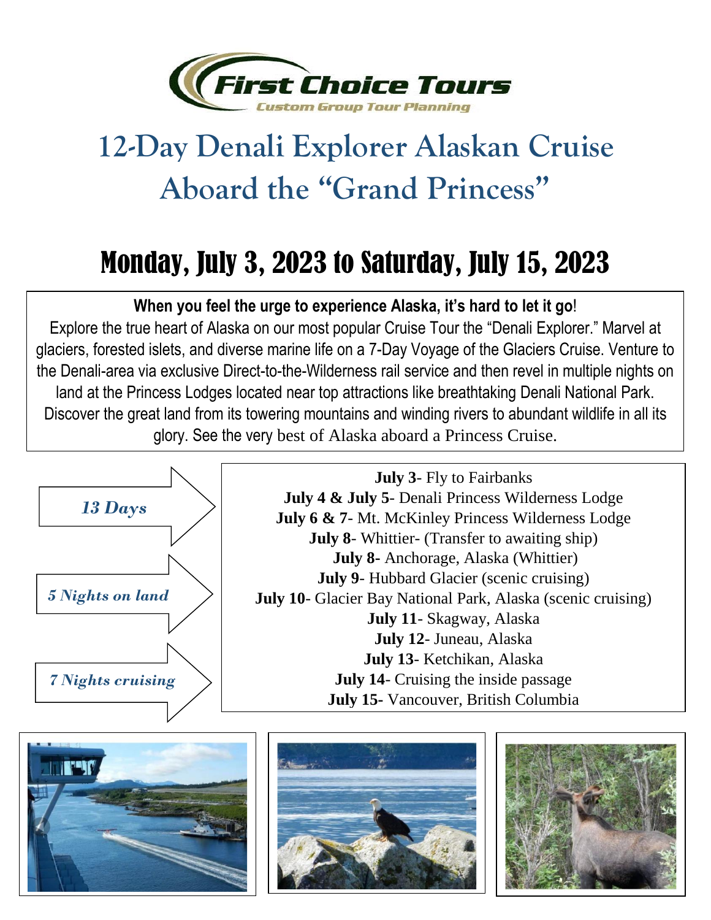First Choice Tours

Custom Group Tour Planning

# 12-Day Denali Explorer Alaskan Cruise Aboard the "Grand Princess"

## Monday, July 3, 2023 to Saturday, July 15, 2023

**When you feel the urge to experience Alaska, it's hard to let it go**!

Explore the true heart of Alaska on our most popular Cruise Tour the "Denali Explorer." Marvel at glaciers, forested islets, and diverse marine life on a 7-Day Voyage of the Glaciers Cruise. Venture to the Denali-area via exclusive Direct-to-the-Wilderness rail service and then revel in multiple nights on land at the Princess Lodges located near top attractions like breathtaking Denali National Park. Discover the great land from its towering mountains and winding rivers to abundant wildlife in all its glory. See the very best of Alaska aboard a Princess Cruise.

***13 Days***

***5 Nights on land***

***7 Nights cruising***

**July 3**- Fly to Fairbanks
**July 4 & July 5**- Denali Princess Wilderness Lodge
**July 6 & 7**- Mt. McKinley Princess Wilderness Lodge
**July 8**- Whittier- (Transfer to awaiting ship)
**July 8**- Anchorage, Alaska (Whittier)
**July 9**- Hubbard Glacier (scenic cruising)
**July 10**- Glacier Bay National Park, Alaska (scenic cruising)
**July 11**- Skagway, Alaska
**July 12**- Juneau, Alaska
**July 13**- Ketchikan, Alaska
**July 14**- Cruising the inside passage
**July 15**- Vancouver, British Columbia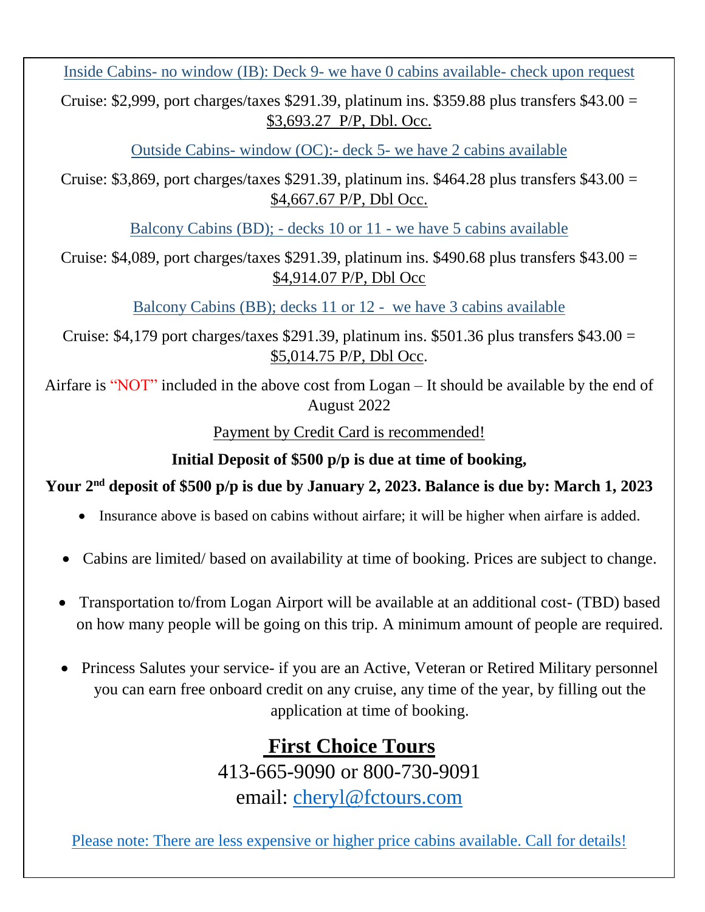Inside Cabins- no window (IB): Deck 9- we have 0 cabins available- check upon request

Cruise: $2,999, port charges/taxes $291.39, platinum ins. $359.88 plus transfers $43.00 = $3,693.27 P/P, Dbl. Occ.

Outside Cabins- window (OC):- deck 5- we have 2 cabins available

Cruise: $3,869, port charges/taxes $291.39, platinum ins. $464.28 plus transfers $43.00 = $4,667.67 P/P, Dbl Occ.

Balcony Cabins (BD); - decks 10 or 11 - we have 5 cabins available

Cruise: $4,089, port charges/taxes $291.39, platinum ins. $490.68 plus transfers $43.00 = $4,914.07 P/P, Dbl Occ

Balcony Cabins (BB); decks 11 or 12 - we have 3 cabins available

Cruise: $4,179 port charges/taxes $291.39, platinum ins. $501.36 plus transfers $43.00 = $5,014.75 P/P, Dbl Occ.

Airfare is "NOT" included in the above cost from Logan – It should be available by the end of August 2022

Payment by Credit Card is recommended!

**Initial Deposit of $500 p/p is due at time of booking,**

**Your 2nd deposit of $500 p/p is due by January 2, 2023. Balance is due by: March 1, 2023**

- Insurance above is based on cabins without airfare; it will be higher when airfare is added.
- Cabins are limited/ based on availability at time of booking. Prices are subject to change.
- Transportation to/from Logan Airport will be available at an additional cost- (TBD) based on how many people will be going on this trip. A minimum amount of people are required.
- Princess Salutes your service- if you are an Active, Veteran or Retired Military personnel you can earn free onboard credit on any cruise, any time of the year, by filling out the application at time of booking.

## First Choice Tours

413-665-9090 or 800-730-9091

email: cheryl@fctours.com

Please note: There are less expensive or higher price cabins available. Call for details!